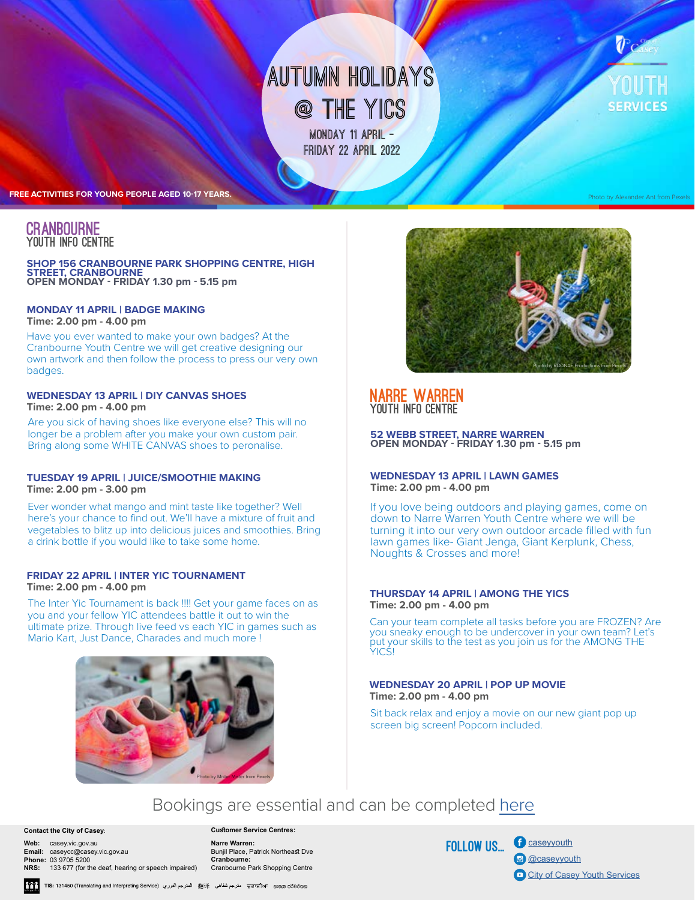# AUTUMN HOLIDAYS @ THE YICS

MONDAY 11 APRIL - FRIDAY 22 APRIL 2022

City of Casey YOUTH SERVICES

**FREE ACTIVITIES FOR YOUNG PEOPLE AGED 10-17 YEARS.**

Photo by Alexander Ant from Pexels

## CRANBOURNE YOUTH INFO CENTRE

**SHOP 156 CRANBOURNE PARK SHOPPING CENTRE, HIGH STREET, CRANBOURNE**
**OPEN MONDAY - FRIDAY 1.30 pm - 5.15 pm**

### MONDAY 11 APRIL | BADGE MAKING

**Time: 2.00 pm - 4.00 pm**

Have you ever wanted to make your own badges? At the Cranbourne Youth Centre we will get creative designing our own artwork and then follow the process to press our very own badges.

### WEDNESDAY 13 APRIL | DIY CANVAS SHOES

**Time: 2.00 pm - 4.00 pm**

Are you sick of having shoes like everyone else? This will no longer be a problem after you make your own custom pair. Bring along some WHITE CANVAS shoes to peronalise.

### TUESDAY 19 APRIL | JUICE/SMOOTHIE MAKING

**Time: 2.00 pm - 3.00 pm**

Ever wonder what mango and mint taste like together? Well here's your chance to find out. We'll have a mixture of fruit and vegetables to blitz up into delicious juices and smoothies. Bring a drink bottle if you would like to take some home.

### FRIDAY 22 APRIL | INTER YIC TOURNAMENT

**Time: 2.00 pm - 4.00 pm**

The Inter Yic Tournament is back !!!! Get your game faces on as you and your fellow YIC attendees battle it out to win the ultimate prize. Through live feed vs each YIC in games such as Mario Kart, Just Dance, Charades and much more !

Photo by Mister Mister from Pexels

Photo by RODNAE Productions from Pexels

## NARRE WARREN YOUTH INFO CENTRE

**52 WEBB STREET, NARRE WARREN**
**OPEN MONDAY - FRIDAY 1.30 pm - 5.15 pm**

### WEDNESDAY 13 APRIL | LAWN GAMES

**Time: 2.00 pm - 4.00 pm**

If you love being outdoors and playing games, come on down to Narre Warren Youth Centre where we will be turning it into our very own outdoor arcade filled with fun lawn games like- Giant Jenga, Giant Kerplunk, Chess, Noughts & Crosses and more!

### THURSDAY 14 APRIL | AMONG THE YICS

**Time: 2.00 pm - 4.00 pm**

Can your team complete all tasks before you are FROZEN? Are you sneaky enough to be undercover in your own team? Let's put your skills to the test as you join us for the AMONG THE YICS!

### WEDNESDAY 20 APRIL | POP UP MOVIE

**Time: 2.00 pm - 4.00 pm**

Sit back relax and enjoy a movie on our new giant pop up screen big screen! Popcorn included.

## Bookings are essential and can be completed here

**Contact the City of Casey:**

**Web:** casey.vic.gov.au
**Email:** caseycc@casey.vic.gov.au
**Phone:** 03 9705 5200
**NRS:** 133 677 (for the deaf, hearing or speech impaired)

**Customer Service Centres:**

**Narre Warren:**
Bunjil Place, Patrick Northeast Dve
**Cranbourne:**
Cranbourne Park Shopping Centre

**FOLLOW US...**

- caseyyouth
- @caseyyouth
- City of Casey Youth Services

**TIS:** 131450 (Translating and Interpreting Service) المترجم الفوري 翻译 مترجم شفاهی ਦੁਭਾਸ਼ੀਆ භාෂා පරිවර්තක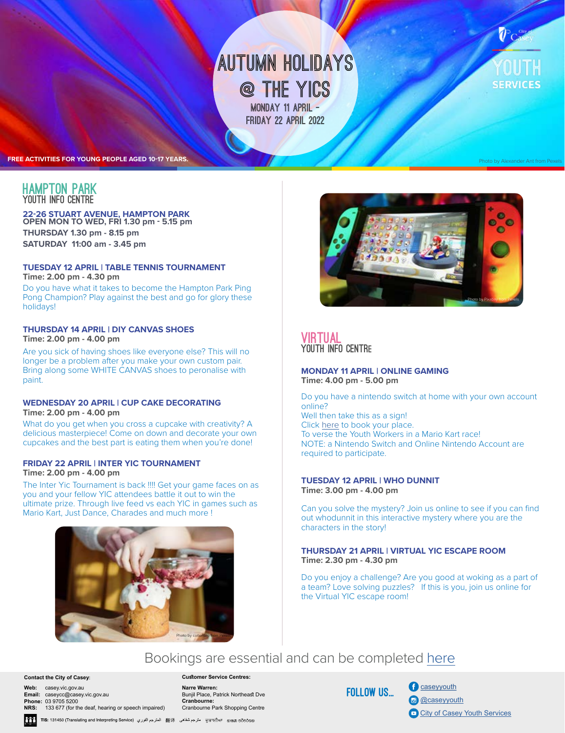# AUTUMN HOLIDAYS @ THE YICS

MONDAY 11 APRIL - FRIDAY 22 APRIL 2022

City of Casey

YOUTH SERVICES

FREE ACTIVITIES FOR YOUNG PEOPLE AGED 10-17 YEARS.

Photo by Alexander Ant from Pexels

## HAMPTON PARK YOUTH INFO CENTRE

**22-26 STUART AVENUE, HAMPTON PARK**
**OPEN MON TO WED, FRI 1.30 pm - 5.15 pm**
**THURSDAY 1.30 pm - 8.15 pm**
**SATURDAY 11:00 am - 3.45 pm**

### TUESDAY 12 APRIL | TABLE TENNIS TOURNAMENT

**Time: 2.00 pm - 4.30 pm**

Do you have what it takes to become the Hampton Park Ping Pong Champion? Play against the best and go for glory these holidays!

### THURSDAY 14 APRIL | DIY CANVAS SHOES

**Time: 2.00 pm - 4.00 pm**

Are you sick of having shoes like everyone else? This will no longer be a problem after you make your own custom pair. Bring along some WHITE CANVAS shoes to peronalise with paint.

### WEDNESDAY 20 APRIL | CUP CAKE DECORATING

**Time: 2.00 pm - 4.00 pm**

What do you get when you cross a cupcake with creativity? A delicious masterpiece! Come on down and decorate your own cupcakes and the best part is eating them when you're done!

### FRIDAY 22 APRIL | INTER YIC TOURNAMENT

**Time: 2.00 pm - 4.00 pm**

The Inter Yic Tournament is back !!!! Get your game faces on as you and your fellow YIC attendees battle it out to win the ultimate prize. Through live feed vs each YIC in games such as Mario Kart, Just Dance, Charades and much more !

Photo by cottonbro from Pexels

Photo by Pixabay from Pexels

## VIRTUAL YOUTH INFO CENTRE

### MONDAY 11 APRIL | ONLINE GAMING

**Time: 4.00 pm - 5.00 pm**

Do you have a nintendo switch at home with your own account online?
Well then take this as a sign!
Click here to book your place.
To verse the Youth Workers in a Mario Kart race!
NOTE: a Nintendo Switch and Online Nintendo Account are required to participate.

### TUESDAY 12 APRIL | WHO DUNNIT

**Time: 3.00 pm - 4.00 pm**

Can you solve the mystery? Join us online to see if you can find out whodunnit in this interactive mystery where you are the characters in the story!

### THURSDAY 21 APRIL | VIRTUAL YIC ESCAPE ROOM

**Time: 2.30 pm - 4.30 pm**

Do you enjoy a challenge? Are you good at woking as a part of a team? Love solving puzzles? If this is you, join us online for the Virtual YIC escape room!

Bookings are essential and can be completed here

**Contact the City of Casey**:

**Web:** casey.vic.gov.au
**Email:** caseycc@casey.vic.gov.au
**Phone:** 03 9705 5200
**NRS:** 133 677 (for the deaf, hearing or speech impaired)

**Customer Service Centres:**

**Narre Warren:**
Bunjil Place, Patrick Northeast Dve
**Cranbourne:**
Cranbourne Park Shopping Centre

**TIS:** 131450 (Translating and Interpreting Service) المترجم الفوري 翻译 مترجم شفاهی दुभाषिया භාෂා පරිවර්තක

FOLLOW US...

caseyyouth
@caseyyouth
City of Casey Youth Services